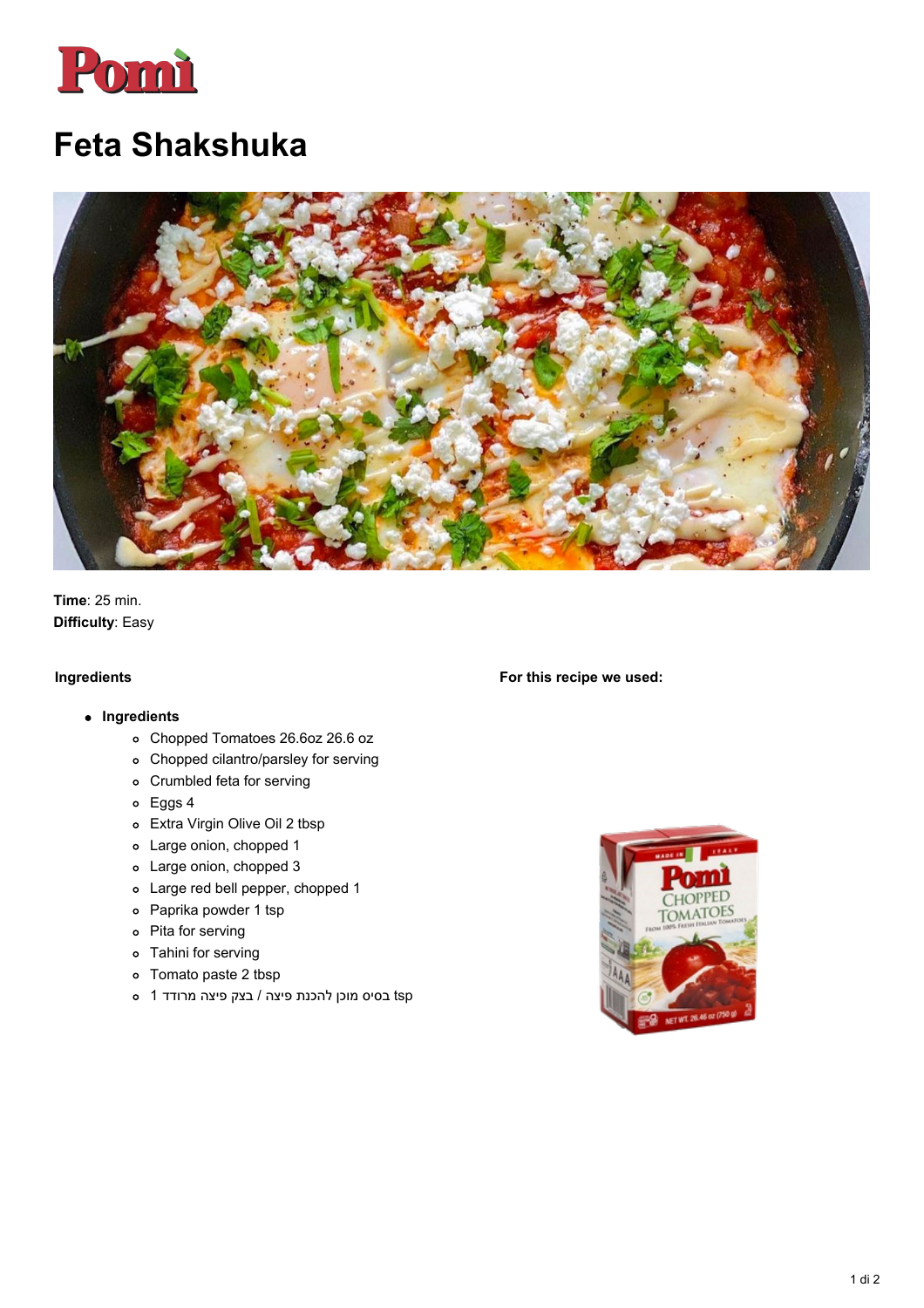# Feta Shakshuka

**Time**: 25 min.
**Difficulty**: Easy

**Ingredients**

- **Ingredients**
  - Chopped Tomatoes 26.6oz 26.6 oz
  - Chopped cilantro/parsley for serving
  - Crumbled feta for serving
  - Eggs 4
  - Extra Virgin Olive Oil 2 tbsp
  - Large onion, chopped 1
  - Large onion, chopped 3
  - Large red bell pepper, chopped 1
  - Paprika powder 1 tsp
  - Pita for serving
  - Tahini for serving
  - Tomato paste 2 tbsp
  - 1 בסיס מוכן להכנת פיצה / בצק פיצה מרודד tsp

**For this recipe we used:**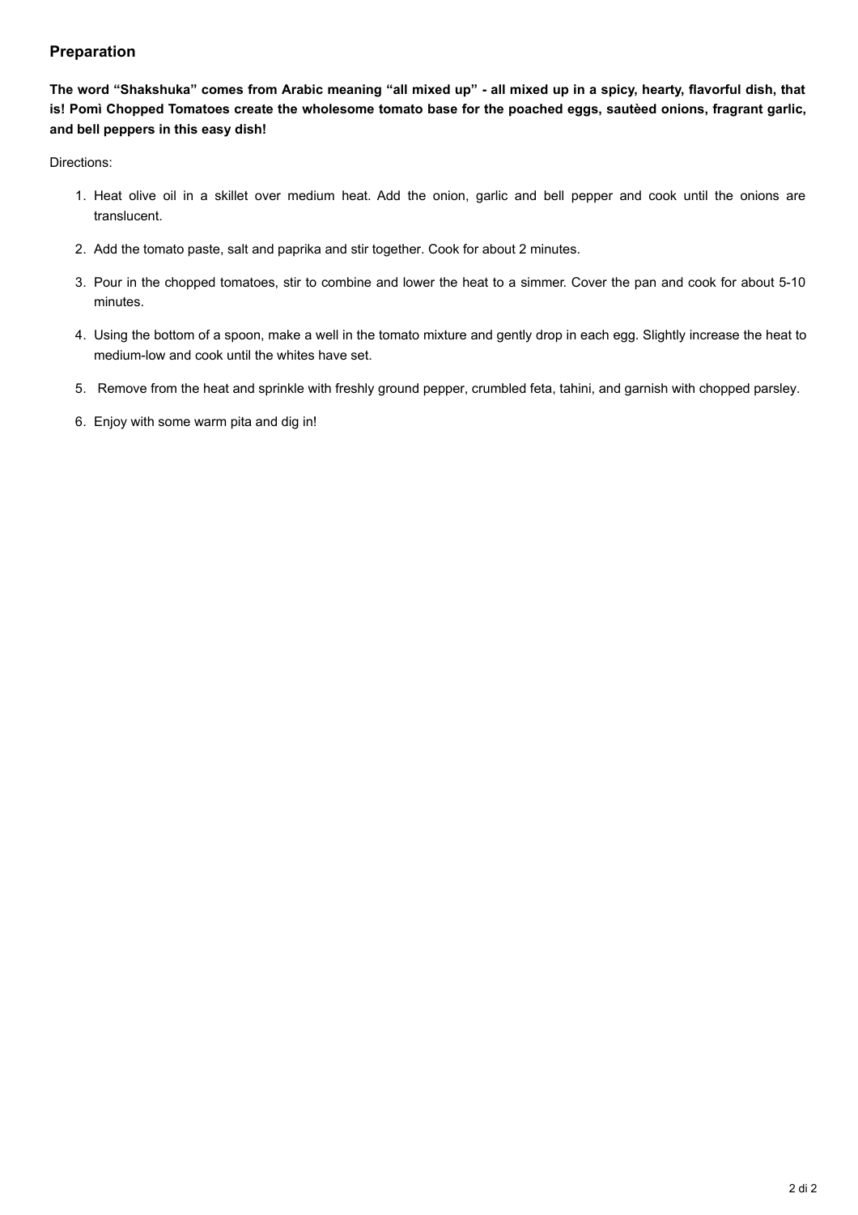## Preparation

**The word “Shakshuka” comes from Arabic meaning “all mixed up” - all mixed up in a spicy, hearty, flavorful dish, that is! Pomì Chopped Tomatoes create the wholesome tomato base for the poached eggs, sautèed onions, fragrant garlic, and bell peppers in this easy dish!**

Directions:

1. Heat olive oil in a skillet over medium heat. Add the onion, garlic and bell pepper and cook until the onions are translucent.
2. Add the tomato paste, salt and paprika and stir together. Cook for about 2 minutes.
3. Pour in the chopped tomatoes, stir to combine and lower the heat to a simmer. Cover the pan and cook for about 5-10 minutes.
4. Using the bottom of a spoon, make a well in the tomato mixture and gently drop in each egg. Slightly increase the heat to medium-low and cook until the whites have set.
5. Remove from the heat and sprinkle with freshly ground pepper, crumbled feta, tahini, and garnish with chopped parsley.
6. Enjoy with some warm pita and dig in!